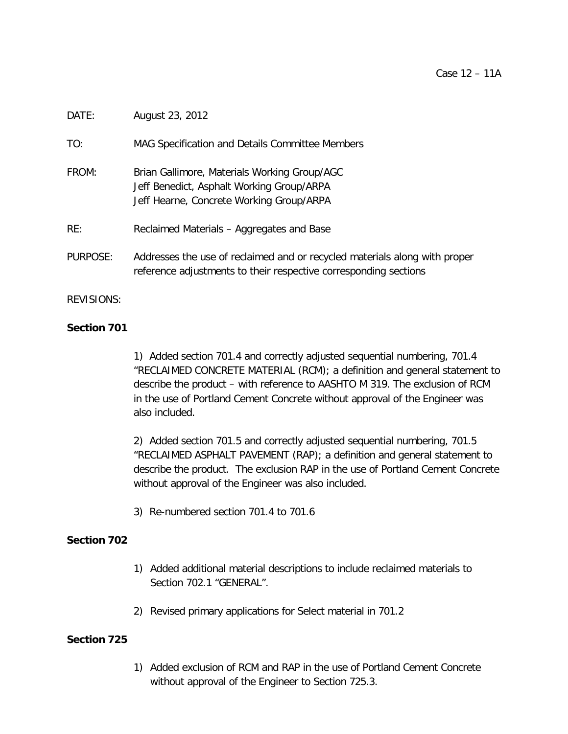Case 12 – 11A

DATE: August 23, 2012

TO: MAG Specification and Details Committee Members

FROM: Brian Gallimore, Materials Working Group/AGC
Jeff Benedict, Asphalt Working Group/ARPA
Jeff Hearne, Concrete Working Group/ARPA

RE: Reclaimed Materials – Aggregates and Base

PURPOSE: Addresses the use of reclaimed and or recycled materials along with proper reference adjustments to their respective corresponding sections

REVISIONS:

**Section 701**

1) Added section 701.4 and correctly adjusted sequential numbering, 701.4 "RECLAIMED CONCRETE MATERIAL (RCM); a definition and general statement to describe the product – with reference to AASHTO M 319. The exclusion of RCM in the use of Portland Cement Concrete without approval of the Engineer was also included.

2) Added section 701.5 and correctly adjusted sequential numbering, 701.5 "RECLAIMED ASPHALT PAVEMENT (RAP); a definition and general statement to describe the product. The exclusion RAP in the use of Portland Cement Concrete without approval of the Engineer was also included.

3) Re-numbered section 701.4 to 701.6

**Section 702**

1) Added additional material descriptions to include reclaimed materials to Section 702.1 "GENERAL".
2) Revised primary applications for Select material in 701.2

**Section 725**

1) Added exclusion of RCM and RAP in the use of Portland Cement Concrete without approval of the Engineer to Section 725.3.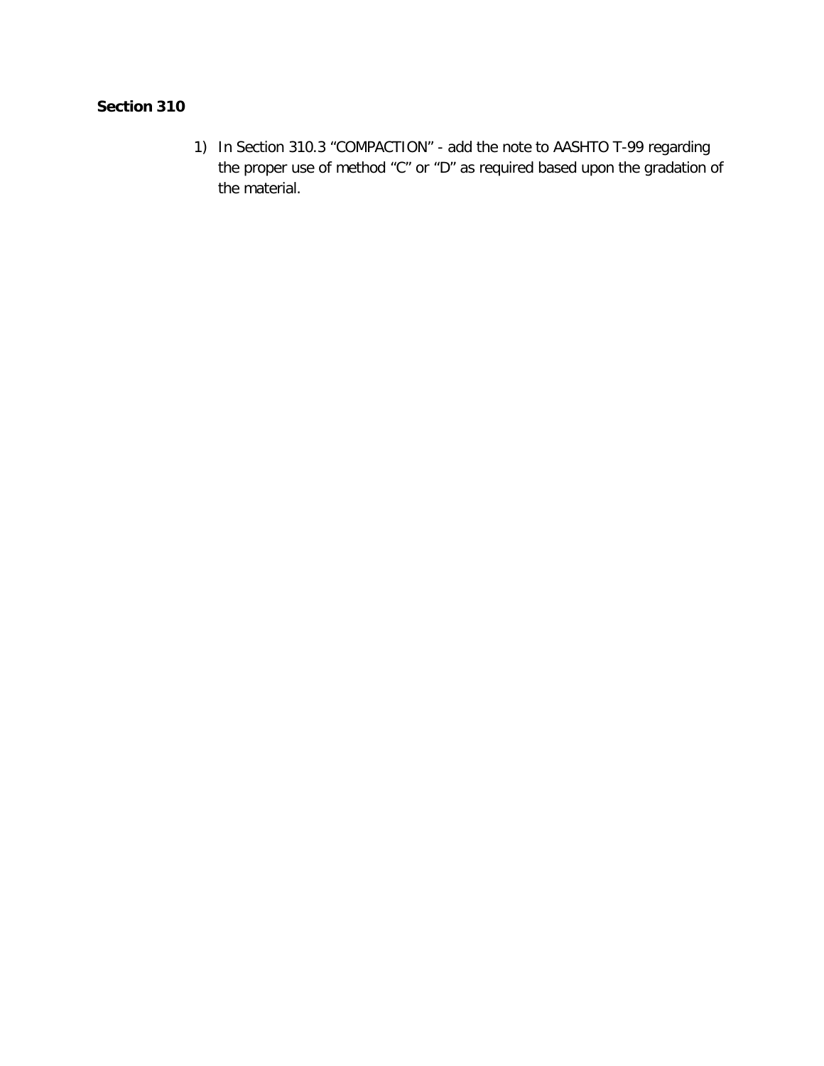**Section 310**

1) In Section 310.3 “COMPACTION” - add the note to AASHTO T-99 regarding the proper use of method “C” or “D” as required based upon the gradation of the material.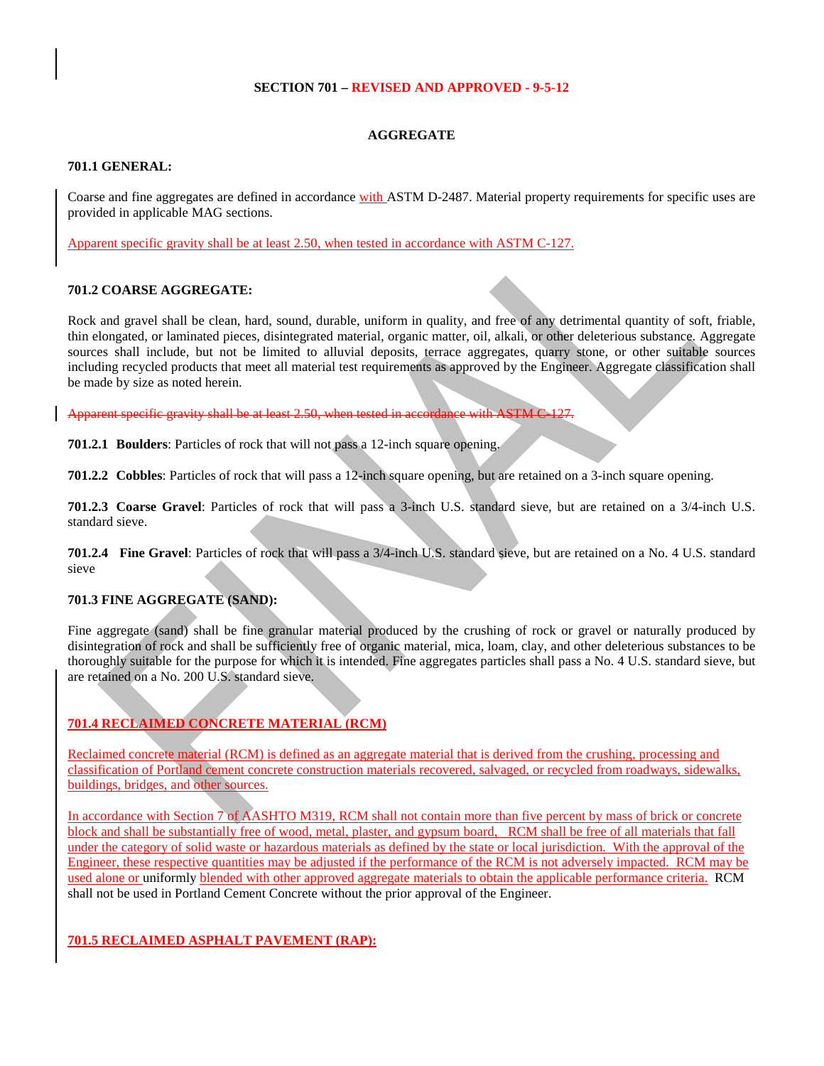**SECTION 701 – REVISED AND APPROVED - 9-5-12**

## AGGREGATE

### 701.1 GENERAL:

Coarse and fine aggregates are defined in accordance with ASTM D-2487. Material property requirements for specific uses are provided in applicable MAG sections.

Apparent specific gravity shall be at least 2.50, when tested in accordance with ASTM C-127.

### 701.2 COARSE AGGREGATE:

Rock and gravel shall be clean, hard, sound, durable, uniform in quality, and free of any detrimental quantity of soft, friable, thin elongated, or laminated pieces, disintegrated material, organic matter, oil, alkali, or other deleterious substance. Aggregate sources shall include, but not be limited to alluvial deposits, terrace aggregates, quarry stone, or other suitable sources including recycled products that meet all material test requirements as approved by the Engineer. Aggregate classification shall be made by size as noted herein.

~~Apparent specific gravity shall be at least 2.50, when tested in accordance with ASTM C-127.~~

**701.2.1 Boulders**: Particles of rock that will not pass a 12-inch square opening.

**701.2.2 Cobbles**: Particles of rock that will pass a 12-inch square opening, but are retained on a 3-inch square opening.

**701.2.3 Coarse Gravel**: Particles of rock that will pass a 3-inch U.S. standard sieve, but are retained on a 3/4-inch U.S. standard sieve.

**701.2.4 Fine Gravel**: Particles of rock that will pass a 3/4-inch U.S. standard sieve, but are retained on a No. 4 U.S. standard sieve

### 701.3 FINE AGGREGATE (SAND):

Fine aggregate (sand) shall be fine granular material produced by the crushing of rock or gravel or naturally produced by disintegration of rock and shall be sufficiently free of organic material, mica, loam, clay, and other deleterious substances to be thoroughly suitable for the purpose for which it is intended. Fine aggregates particles shall pass a No. 4 U.S. standard sieve, but are retained on a No. 200 U.S. standard sieve.

### 701.4 RECLAIMED CONCRETE MATERIAL (RCM)

Reclaimed concrete material (RCM) is defined as an aggregate material that is derived from the crushing, processing and classification of Portland cement concrete construction materials recovered, salvaged, or recycled from roadways, sidewalks, buildings, bridges, and other sources.

In accordance with Section 7 of AASHTO M319, RCM shall not contain more than five percent by mass of brick or concrete block and shall be substantially free of wood, metal, plaster, and gypsum board, RCM shall be free of all materials that fall under the category of solid waste or hazardous materials as defined by the state or local jurisdiction. With the approval of the Engineer, these respective quantities may be adjusted if the performance of the RCM is not adversely impacted. RCM may be used alone or uniformly blended with other approved aggregate materials to obtain the applicable performance criteria. RCM shall not be used in Portland Cement Concrete without the prior approval of the Engineer.

### 701.5 RECLAIMED ASPHALT PAVEMENT (RAP):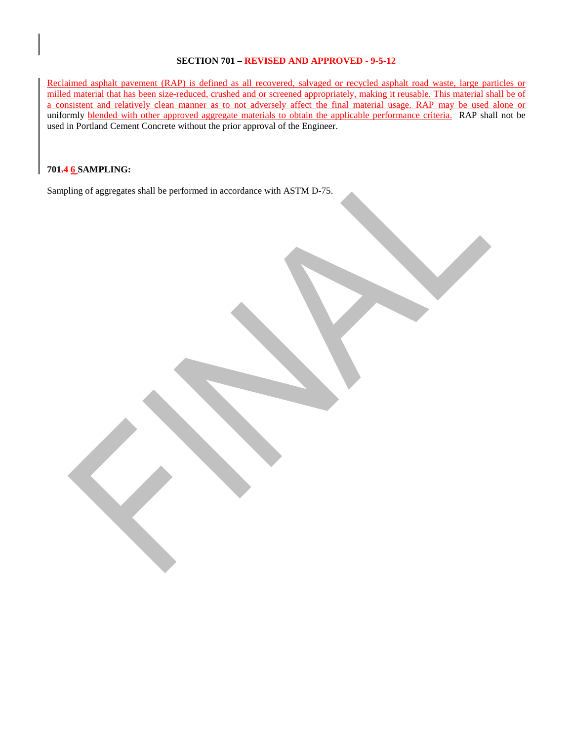**SECTION 701 – REVISED AND APPROVED - 9-5-12**

Reclaimed asphalt pavement (RAP) is defined as all recovered, salvaged or recycled asphalt road waste, large particles or milled material that has been size-reduced, crushed and or screened appropriately, making it reusable. This material shall be of a consistent and relatively clean manner as to not adversely affect the final material usage. RAP may be used alone or uniformly blended with other approved aggregate materials to obtain the applicable performance criteria. RAP shall not be used in Portland Cement Concrete without the prior approval of the Engineer.

### 701.~~4~~ 6 SAMPLING:

Sampling of aggregates shall be performed in accordance with ASTM D-75.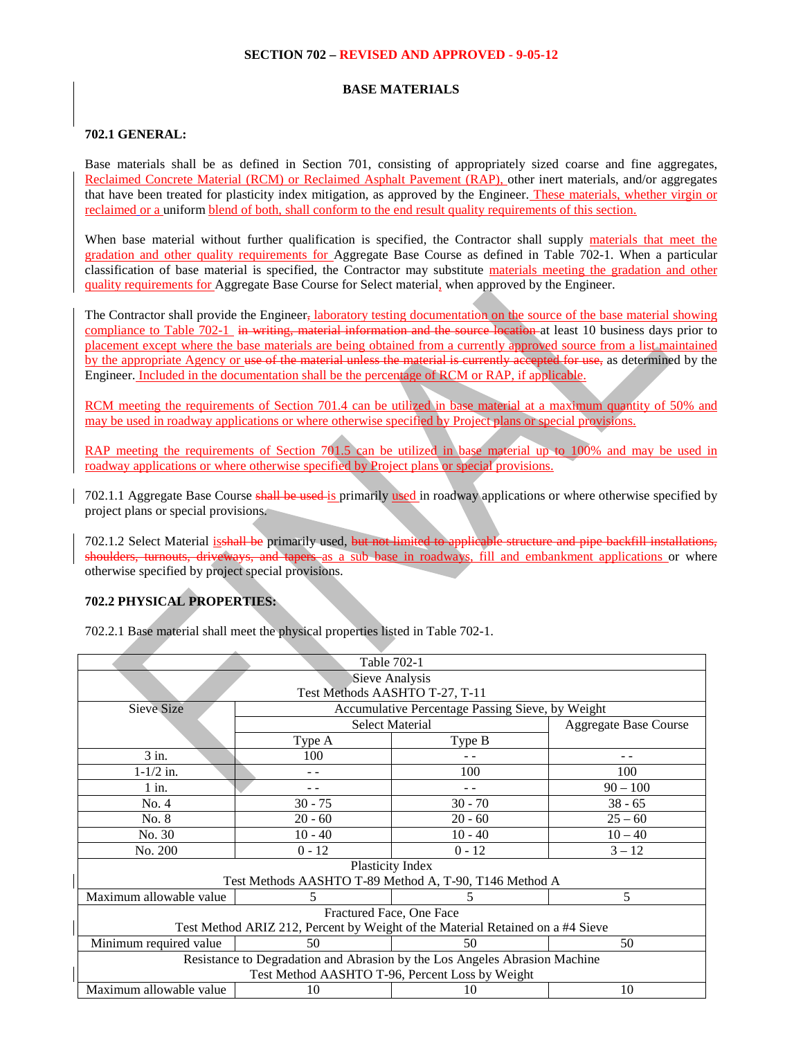**SECTION 702 – REVISED AND APPROVED - 9-05-12**

**BASE MATERIALS**

## 702.1 GENERAL:

Base materials shall be as defined in Section 701, consisting of appropriately sized coarse and fine aggregates, Reclaimed Concrete Material (RCM) or Reclaimed Asphalt Pavement (RAP), other inert materials, and/or aggregates that have been treated for plasticity index mitigation, as approved by the Engineer. These materials, whether virgin or reclaimed or a uniform blend of both, shall conform to the end result quality requirements of this section.

When base material without further qualification is specified, the Contractor shall supply materials that meet the gradation and other quality requirements for Aggregate Base Course as defined in Table 702-1. When a particular classification of base material is specified, the Contractor may substitute materials meeting the gradation and other quality requirements for Aggregate Base Course for Select material, when approved by the Engineer.

The Contractor shall provide the Engineer, ~~,~~ laboratory testing documentation on the source of the base material showing compliance to Table 702-1 ~~in writing, material information and the source location~~ at least 10 business days prior to placement except where the base materials are being obtained from a currently approved source from a list maintained by the appropriate Agency or ~~use of the material unless the material is currently accepted for use,~~ as determined by the Engineer. Included in the documentation shall be the percentage of RCM or RAP, if applicable.

RCM meeting the requirements of Section 701.4 can be utilized in base material at a maximum quantity of 50% and may be used in roadway applications or where otherwise specified by Project plans or special provisions.

RAP meeting the requirements of Section 701.5 can be utilized in base material up to 100% and may be used in roadway applications or where otherwise specified by Project plans or special provisions.

702.1.1 Aggregate Base Course ~~shall be used~~ is primarily used in roadway applications or where otherwise specified by project plans or special provisions.

702.1.2 Select Material is~~shall be~~ primarily used, ~~but not limited to applicable structure and pipe backfill installations, shoulders, turnouts, driveways, and tapers~~ as a sub base in roadways, fill and embankment applications or where otherwise specified by project special provisions.

## 702.2 PHYSICAL PROPERTIES:

702.2.1 Base material shall meet the physical properties listed in Table 702-1.

| Table 702-1 | | | |
|---|---|---|---|
| Sieve Analysis<br>Test Methods AASHTO T-27, T-11 | | | |
| Sieve Size | Accumulative Percentage Passing Sieve, by Weight | | |
| | Select Material | | Aggregate Base Course |
| | Type A | Type B | |
| 3 in. | 100 | - - | - - |
| 1-1/2 in. | - - | 100 | 100 |
| 1 in. | - - | - - | 90 – 100 |
| No. 4 | 30 - 75 | 30 - 70 | 38 - 65 |
| No. 8 | 20 - 60 | 20 - 60 | 25 – 60 |
| No. 30 | 10 - 40 | 10 - 40 | 10 – 40 |
| No. 200 | 0 - 12 | 0 - 12 | 3 – 12 |
| Plasticity Index<br>Test Methods AASHTO T-89 Method A, T-90, T146 Method A | | | |
| Maximum allowable value | 5 | 5 | 5 |
| Fractured Face, One Face<br>Test Method ARIZ 212, Percent by Weight of the Material Retained on a #4 Sieve | | | |
| Minimum required value | 50 | 50 | 50 |
| Resistance to Degradation and Abrasion by the Los Angeles Abrasion Machine<br>Test Method AASHTO T-96, Percent Loss by Weight | | | |
| Maximum allowable value | 10 | 10 | 10 |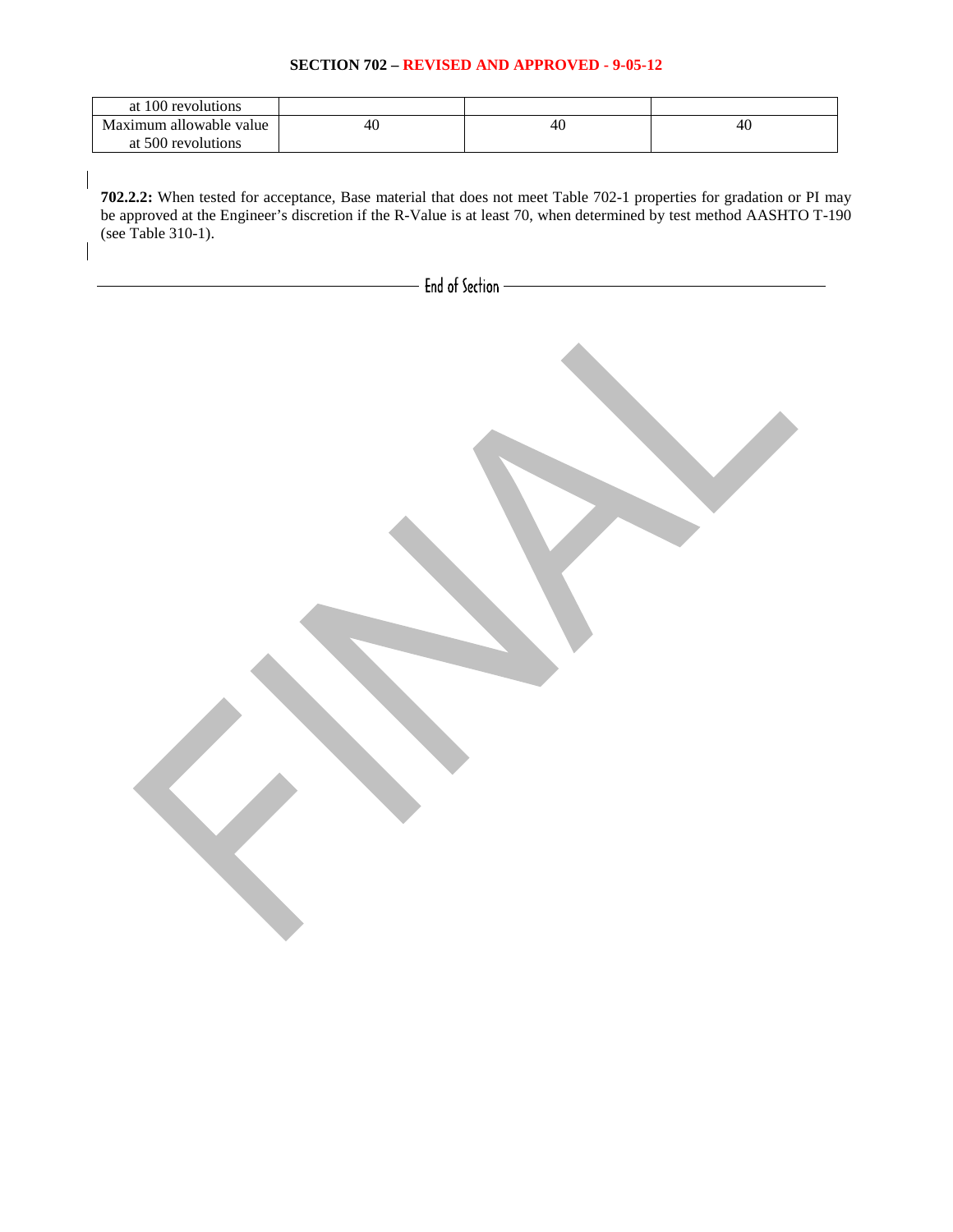| at 100 revolutions | | | |
|---|---|---|---|
| Maximum allowable value at 500 revolutions | 40 | 40 | 40 |

**702.2.2:** When tested for acceptance, Base material that does not meet Table 702-1 properties for gradation or PI may be approved at the Engineer's discretion if the R-Value is at least 70, when determined by test method AASHTO T-190 (see Table 310-1).

End of Section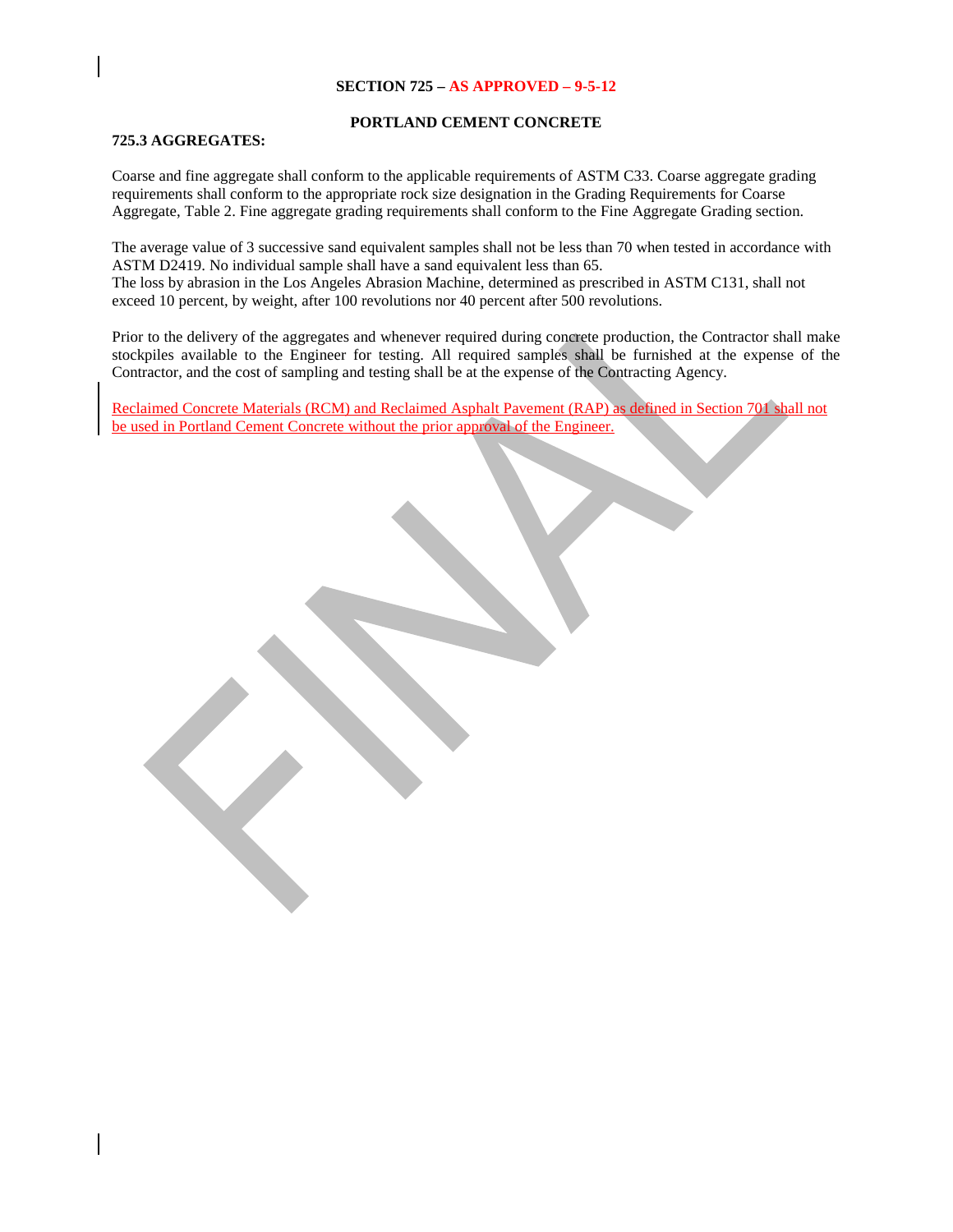## SECTION 725 – AS APPROVED – 9-5-12

## PORTLAND CEMENT CONCRETE

### 725.3 AGGREGATES:

Coarse and fine aggregate shall conform to the applicable requirements of ASTM C33. Coarse aggregate grading requirements shall conform to the appropriate rock size designation in the Grading Requirements for Coarse Aggregate, Table 2. Fine aggregate grading requirements shall conform to the Fine Aggregate Grading section.

The average value of 3 successive sand equivalent samples shall not be less than 70 when tested in accordance with ASTM D2419. No individual sample shall have a sand equivalent less than 65.
The loss by abrasion in the Los Angeles Abrasion Machine, determined as prescribed in ASTM C131, shall not exceed 10 percent, by weight, after 100 revolutions nor 40 percent after 500 revolutions.

Prior to the delivery of the aggregates and whenever required during concrete production, the Contractor shall make stockpiles available to the Engineer for testing. All required samples shall be furnished at the expense of the Contractor, and the cost of sampling and testing shall be at the expense of the Contracting Agency.

Reclaimed Concrete Materials (RCM) and Reclaimed Asphalt Pavement (RAP) as defined in Section 701 shall not be used in Portland Cement Concrete without the prior approval of the Engineer.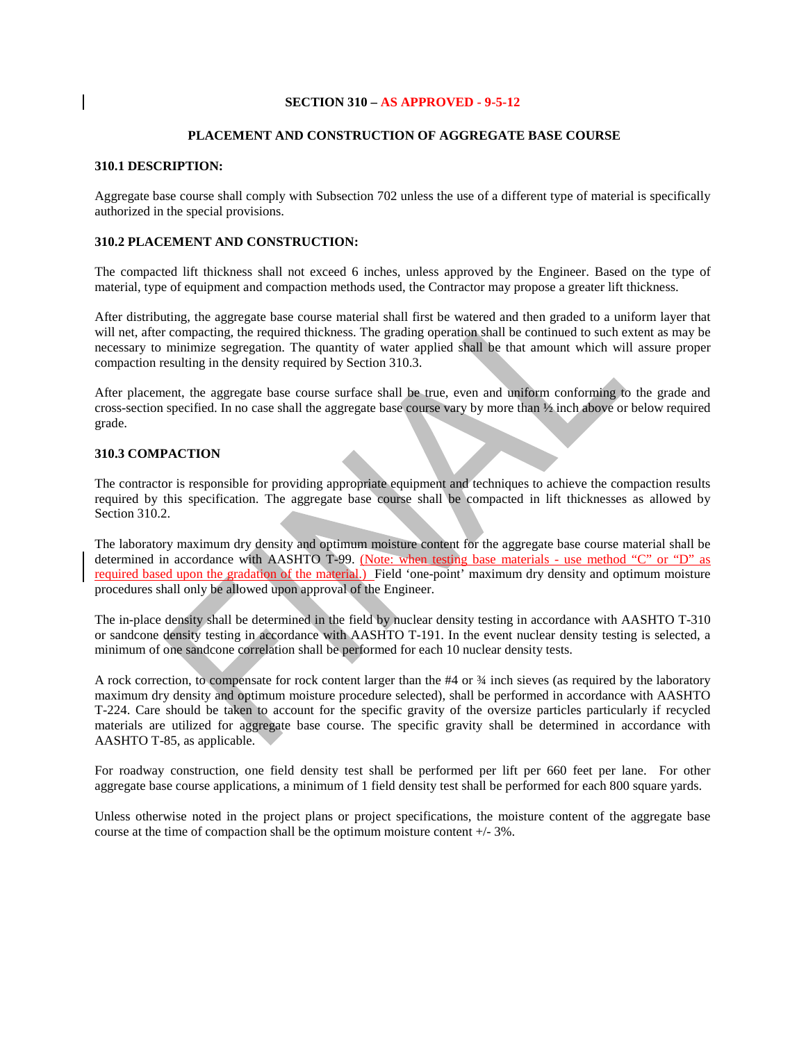**SECTION 310 – AS APPROVED - 9-5-12**

**PLACEMENT AND CONSTRUCTION OF AGGREGATE BASE COURSE**

**310.1 DESCRIPTION:**

Aggregate base course shall comply with Subsection 702 unless the use of a different type of material is specifically authorized in the special provisions.

**310.2 PLACEMENT AND CONSTRUCTION:**

The compacted lift thickness shall not exceed 6 inches, unless approved by the Engineer. Based on the type of material, type of equipment and compaction methods used, the Contractor may propose a greater lift thickness.

After distributing, the aggregate base course material shall first be watered and then graded to a uniform layer that will net, after compacting, the required thickness. The grading operation shall be continued to such extent as may be necessary to minimize segregation. The quantity of water applied shall be that amount which will assure proper compaction resulting in the density required by Section 310.3.

After placement, the aggregate base course surface shall be true, even and uniform conforming to the grade and cross-section specified. In no case shall the aggregate base course vary by more than ½ inch above or below required grade.

**310.3 COMPACTION**

The contractor is responsible for providing appropriate equipment and techniques to achieve the compaction results required by this specification. The aggregate base course shall be compacted in lift thicknesses as allowed by Section 310.2.

The laboratory maximum dry density and optimum moisture content for the aggregate base course material shall be determined in accordance with AASHTO T-99. (Note: when testing base materials - use method "C" or "D" as required based upon the gradation of the material.) Field 'one-point' maximum dry density and optimum moisture procedures shall only be allowed upon approval of the Engineer.

The in-place density shall be determined in the field by nuclear density testing in accordance with AASHTO T-310 or sandcone density testing in accordance with AASHTO T-191. In the event nuclear density testing is selected, a minimum of one sandcone correlation shall be performed for each 10 nuclear density tests.

A rock correction, to compensate for rock content larger than the #4 or ¾ inch sieves (as required by the laboratory maximum dry density and optimum moisture procedure selected), shall be performed in accordance with AASHTO T-224. Care should be taken to account for the specific gravity of the oversize particles particularly if recycled materials are utilized for aggregate base course. The specific gravity shall be determined in accordance with AASHTO T-85, as applicable.

For roadway construction, one field density test shall be performed per lift per 660 feet per lane. For other aggregate base course applications, a minimum of 1 field density test shall be performed for each 800 square yards.

Unless otherwise noted in the project plans or project specifications, the moisture content of the aggregate base course at the time of compaction shall be the optimum moisture content +/- 3%.